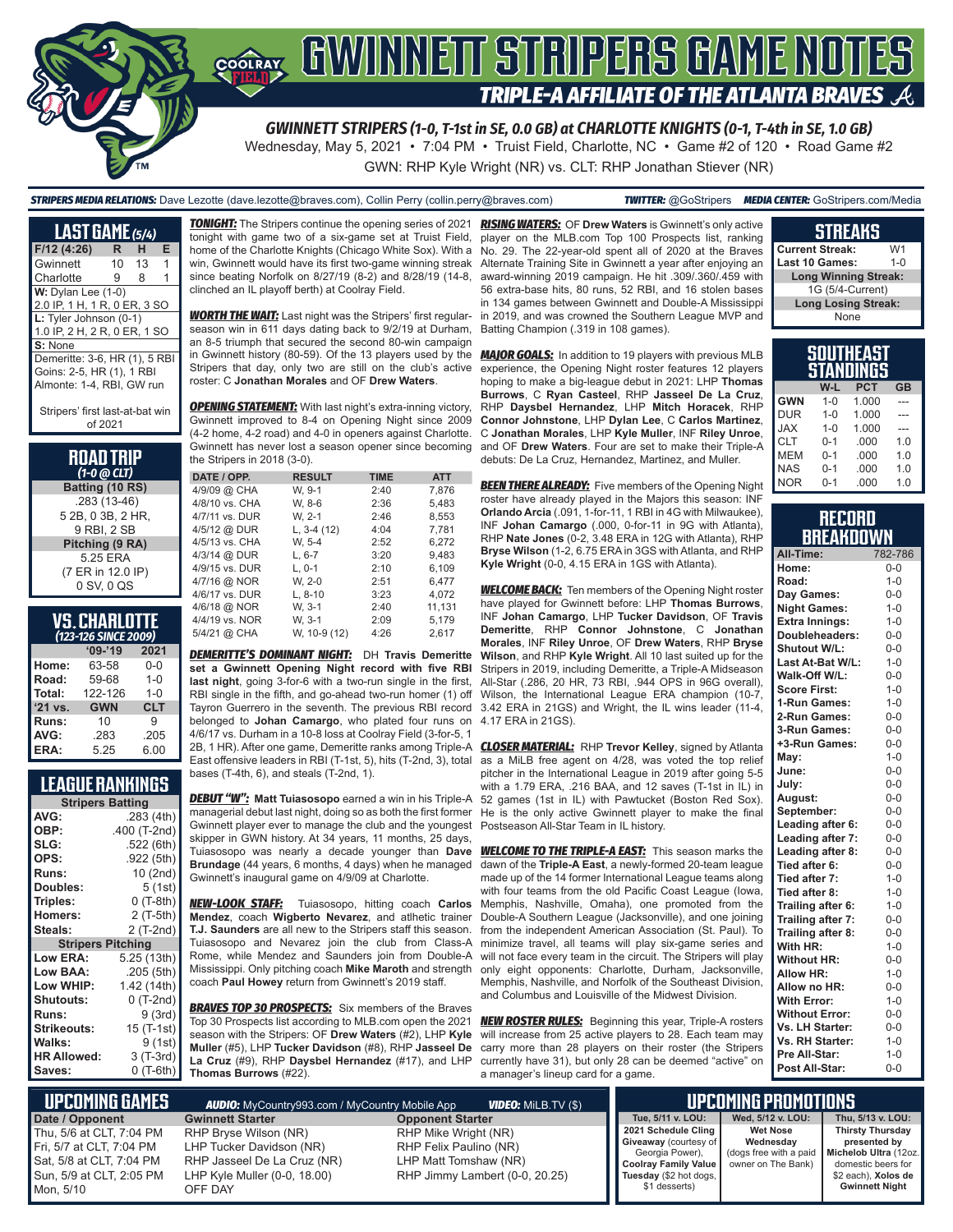# GWINNETT STRIPERS GAME NOTES

## TRIPLE-A AFFILIATE OF THE ATLANTA BRAVES

### GWINNETT STRIPERS (1-0, T-1st in SE, 0.0 GB) at CHARLOTTE KNIGHTS (0-1, T-4th in SE, 1.0 GB)

Wednesday, May 5, 2021 • 7:04 PM • Truist Field, Charlotte, NC • Game #2 of 120 • Road Game #2

GWN: RHP Kyle Wright (NR) vs. CLT: RHP Jonathan Stiever (NR)

***STRIPERS MEDIA RELATIONS:*** Dave Lezotte (dave.lezotte@braves.com), Collin Perry (collin.perry@braves.com) ***TWITTER:*** @GoStripers ***MEDIA CENTER:*** GoStripers.com/Media

## LAST GAME (5/4)

| F/12 (4:26) | R | H | E |
|---|---|---|---|
| Gwinnett | 10 | 13 | 1 |
| Charlotte | 9 | 8 | 1 |

**W:** Dylan Lee (1-0)
2.0 IP, 1 H, 1 R, 0 ER, 3 SO

**L:** Tyler Johnson (0-1)
1.0 IP, 2 H, 2 R, 0 ER, 1 SO

**S:** None

Demeritte: 3-6, HR (1), 5 RBI
Goins: 2-5, HR (1), 1 RBI
Almonte: 1-4, RBI, GW run

Stripers' first last-at-bat win of 2021

## ROAD TRIP
*(1-0 @ CLT)*

**Batting (10 RS)**
.283 (13-46)
5 2B, 0 3B, 2 HR,
9 RBI, 2 SB

**Pitching (9 RA)**
5.25 ERA
(7 ER in 12.0 IP)
0 SV, 0 QS

## VS. CHARLOTTE
*(123-126 SINCE 2009)*

| | '09-'19 | 2021 |
|---|---|---|
| Home: | 63-58 | 0-0 |
| Road: | 59-68 | 1-0 |
| Total: | 122-126 | 1-0 |
| '21 vs. | GWN | CLT |
| Runs: | 10 | 9 |
| AVG: | .283 | .205 |
| ERA: | 5.25 | 6.00 |

## LEAGUE RANKINGS

| Stripers Batting | |
|---|---|
| AVG: | .283 (4th) |
| OBP: | .400 (T-2nd) |
| SLG: | .522 (6th) |
| OPS: | .922 (5th) |
| Runs: | 10 (2nd) |
| Doubles: | 5 (1st) |
| Triples: | 0 (T-8th) |
| Homers: | 2 (T-5th) |
| Steals: | 2 (T-2nd) |
| **Stripers Pitching** | |
| Low ERA: | 5.25 (13th) |
| Low BAA: | .205 (5th) |
| Low WHIP: | 1.42 (14th) |
| Shutouts: | 0 (T-2nd) |
| Runs: | 9 (3rd) |
| Strikeouts: | 15 (T-1st) |
| Walks: | 9 (1st) |
| HR Allowed: | 3 (T-3rd) |
| Saves: | 0 (T-6th) |

***TONIGHT:*** The Stripers continue the opening series of 2021 tonight with game two of a six-game set at Truist Field, home of the Charlotte Knights (Chicago White Sox). With a win, Gwinnett would have its first two-game winning streak since beating Norfolk on 8/27/19 (8-2) and 8/28/19 (14-8, clinched an IL playoff berth) at Coolray Field.

***WORTH THE WAIT:*** Last night was the Stripers' first regular-season win in 611 days dating back to 9/2/19 at Durham, an 8-5 triumph that secured the second 80-win campaign in Gwinnett history (80-59). Of the 13 players used by the Stripers that day, only two are still on the club's active roster: C **Jonathan Morales** and OF **Drew Waters**.

***OPENING STATEMENT:*** With last night's extra-inning victory, Gwinnett improved to 8-4 on Opening Night since 2009 (4-2 home, 4-2 road) and 4-0 in openers against Charlotte. Gwinnett has never lost a season opener since becoming the Stripers in 2018 (3-0).

| DATE / OPP. | RESULT | TIME | ATT |
|---|---|---|---|
| 4/9/09 @ CHA | W, 9-1 | 2:40 | 7,876 |
| 4/8/10 vs. CHA | W, 8-6 | 2:36 | 5,483 |
| 4/7/11 vs. DUR | W, 2-1 | 2:46 | 8,553 |
| 4/5/12 @ DUR | L, 3-4 (12) | 4:04 | 7,781 |
| 4/5/13 vs. CHA | W, 5-4 | 2:52 | 6,272 |
| 4/3/14 @ DUR | L, 6-7 | 3:20 | 9,483 |
| 4/9/15 vs. DUR | L, 0-1 | 2:10 | 6,109 |
| 4/7/16 @ NOR | W, 2-0 | 2:51 | 6,477 |
| 4/6/17 vs. DUR | L, 8-10 | 3:23 | 4,072 |
| 4/6/18 @ NOR | W, 3-1 | 2:40 | 11,131 |
| 4/4/19 vs. NOR | W, 3-1 | 2:09 | 5,179 |
| 5/4/21 @ CHA | W, 10-9 (12) | 4:26 | 2,617 |

***DEMERITTE'S DOMINANT NIGHT:*** DH **Travis Demeritte** **set a Gwinnett Opening Night record with five RBI last night**, going 3-for-6 with a two-run single in the first, RBI single in the fifth, and go-ahead two-run homer (1) off Tayron Guerrero in the seventh. The previous RBI record belonged to **Johan Camargo**, who plated four runs on 4/6/17 vs. Durham in a 10-8 loss at Coolray Field (3-for-5, 1 2B, 1 HR). After one game, Demeritte ranks among Triple-A East offensive leaders in RBI (T-1st, 5), hits (T-2nd, 3), total bases (T-4th, 6), and steals (T-2nd, 1).

***DEBUT "W":*** **Matt Tuiasosopo** earned a win in his Triple-A managerial debut last night, doing so as both the first former Gwinnett player ever to manage the club and the youngest skipper in GWN history. At 34 years, 11 months, 25 days, Tuiasosopo was nearly a decade younger than **Dave Brundage** (44 years, 6 months, 4 days) when he managed Gwinnett's inaugural game on 4/9/09 at Charlotte.

***NEW-LOOK STAFF:*** Tuiasosopo, hitting coach **Carlos Mendez**, coach **Wigberto Nevarez**, and athletic trainer **T.J. Saunders** are all new to the Stripers staff this season. Tuiasosopo and Nevarez join the club from Class-A Rome, while Mendez and Saunders join from Double-A Mississippi. Only pitching coach **Mike Maroth** and strength coach **Paul Howey** return from Gwinnett's 2019 staff.

***BRAVES TOP 30 PROSPECTS:*** Six members of the Braves Top 30 Prospects list according to MLB.com open the 2021 season with the Stripers: OF **Drew Waters** (#2), LHP **Kyle Muller** (#5), LHP **Tucker Davidson** (#8), RHP **Jasseel De La Cruz** (#9), RHP **Daysbel Hernandez** (#17), and LHP **Thomas Burrows** (#22).

***RISING WATERS:*** OF **Drew Waters** is Gwinnett's only active player on the MLB.com Top 100 Prospects list, ranking No. 29. The 22-year-old spent all of 2020 at the Braves Alternate Training Site in Gwinnett a year after enjoying an award-winning 2019 campaign. He hit .309/.360/.459 with 56 extra-base hits, 80 runs, 52 RBI, and 16 stolen bases in 134 games between Gwinnett and Double-A Mississippi in 2019, and was crowned the Southern League MVP and Batting Champion (.319 in 108 games).

***MAJOR GOALS:*** In addition to 19 players with previous MLB experience, the Opening Night roster features 12 players hoping to make a big-league debut in 2021: LHP **Thomas Burrows**, C **Ryan Casteel**, RHP **Jasseel De La Cruz**, RHP **Daysbel Hernandez**, LHP **Mitch Horacek**, RHP **Connor Johnstone**, LHP **Dylan Lee**, C **Carlos Martinez**, C **Jonathan Morales**, LHP **Kyle Muller**, INF **Riley Unroe**, and OF **Drew Waters**. Four are set to make their Triple-A debuts: De La Cruz, Hernandez, Martinez, and Muller.

***BEEN THERE ALREADY:*** Five members of the Opening Night roster have already played in the Majors this season: INF **Orlando Arcia** (.091, 1-for-11, 1 RBI in 4G with Milwaukee), INF **Johan Camargo** (.000, 0-for-11 in 9G with Atlanta), RHP **Nate Jones** (0-2, 3.48 ERA in 12G with Atlanta), RHP **Bryse Wilson** (1-2, 6.75 ERA in 3GS with Atlanta, and RHP **Kyle Wright** (0-0, 4.15 ERA in 1GS with Atlanta).

***WELCOME BACK:*** Ten members of the Opening Night roster have played for Gwinnett before: LHP **Thomas Burrows**, INF **Johan Camargo**, LHP **Tucker Davidson**, OF **Travis Demeritte**, RHP **Connor Johnstone**, C **Jonathan Morales**, INF **Riley Unroe**, OF **Drew Waters**, RHP **Bryse Wilson**, and RHP **Kyle Wright**. All 10 last suited up for the Stripers in 2019, including Demeritte, a Triple-A Midseason All-Star (.286, 20 HR, 73 RBI, .944 OPS in 96G overall), Wilson, the International League ERA champion (10-7, 3.42 ERA in 21GS) and Wright, the IL wins leader (11-4, 4.17 ERA in 21GS).

***CLOSER MATERIAL:*** RHP **Trevor Kelley**, signed by Atlanta as a MiLB free agent on 4/28, was voted the top relief pitcher in the International League in 2019 after going 5-5 with a 1.79 ERA, .216 BAA, and 12 saves (T-1st in IL) in 52 games (1st in IL) with Pawtucket (Boston Red Sox). He is the only active Gwinnett player to make the final Postseason All-Star Team in IL history.

***WELCOME TO THE TRIPLE-A EAST:*** This season marks the dawn of the **Triple-A East**, a newly-formed 20-team league made up of the 14 former International League teams along with four teams from the old Pacific Coast League (Iowa, Memphis, Nashville, Omaha), one promoted from the Double-A Southern League (Jacksonville), and one joining from the independent American Association (St. Paul). To minimize travel, all teams will play six-game series and will not face every team in the circuit. The Stripers will play only eight opponents: Charlotte, Durham, Jacksonville, Memphis, Nashville, and Norfolk of the Southeast Division, and Columbus and Louisville of the Midwest Division.

***NEW ROSTER RULES:*** Beginning this year, Triple-A rosters will increase from 25 active players to 28. Each team may carry more than 28 players on their roster (the Stripers currently have 31), but only 28 can be deemed "active" on a manager's lineup card for a game.

## STREAKS

| | |
|---|---|
| Current Streak: | W1 |
| Last 10 Games: | 1-0 |
| **Long Winning Streak:** | |
| 1G (5/4-Current) | |
| **Long Losing Streak:** | |
| None | |

## SOUTHEAST STANDINGS

| | W-L | PCT | GB |
|---|---|---|---|
| GWN | 1-0 | 1.000 | --- |
| DUR | 1-0 | 1.000 | --- |
| JAX | 1-0 | 1.000 | --- |
| CLT | 0-1 | .000 | 1.0 |
| MEM | 0-1 | .000 | 1.0 |
| NAS | 0-1 | .000 | 1.0 |
| NOR | 0-1 | .000 | 1.0 |

## RECORD BREAKDOWN

| | |
|---|---|
| All-Time: | 782-786 |
| Home: | 0-0 |
| Road: | 1-0 |
| Day Games: | 0-0 |
| Night Games: | 1-0 |
| Extra Innings: | 1-0 |
| Doubleheaders: | 0-0 |
| Shutout W/L: | 0-0 |
| Last At-Bat W/L: | 1-0 |
| Walk-Off W/L: | 0-0 |
| Score First: | 1-0 |
| 1-Run Games: | 1-0 |
| 2-Run Games: | 0-0 |
| 3-Run Games: | 0-0 |
| +3-Run Games: | 0-0 |
| May: | 1-0 |
| June: | 0-0 |
| July: | 0-0 |
| August: | 0-0 |
| September: | 0-0 |
| Leading after 6: | 0-0 |
| Leading after 7: | 0-0 |
| Leading after 8: | 0-0 |
| Tied after 6: | 0-0 |
| Tied after 7: | 1-0 |
| Tied after 8: | 1-0 |
| Trailing after 6: | 1-0 |
| Trailing after 7: | 0-0 |
| Trailing after 8: | 0-0 |
| With HR: | 1-0 |
| Without HR: | 0-0 |
| Allow HR: | 1-0 |
| Allow no HR: | 0-0 |
| With Error: | 1-0 |
| Without Error: | 0-0 |
| Vs. LH Starter: | 0-0 |
| Vs. RH Starter: | 1-0 |
| Pre All-Star: | 1-0 |
| Post All-Star: | 0-0 |

## UPCOMING GAMES

***AUDIO:*** MyCountry993.com / MyCountry Mobile App ***VIDEO:*** MiLB.TV ($)

| Date / Opponent | Gwinnett Starter | Opponent Starter |
|---|---|---|
| Thu, 5/6 at CLT, 7:04 PM | RHP Bryse Wilson (NR) | RHP Mike Wright (NR) |
| Fri, 5/7 at CLT, 7:04 PM | LHP Tucker Davidson (NR) | RHP Felix Paulino (NR) |
| Sat, 5/8 at CLT, 7:04 PM | RHP Jasseel De La Cruz (NR) | LHP Matt Tomshaw (NR) |
| Sun, 5/9 at CLT, 2:05 PM | LHP Kyle Muller (0-0, 18.00) | RHP Jimmy Lambert (0-0, 20.25) |
| Mon, 5/10 | OFF DAY | |

## UPCOMING PROMOTIONS

| Tue, 5/11 v. LOU: | Wed, 5/12 v. LOU: | Thu, 5/13 v. LOU: |
|---|---|---|
| **2021 Schedule Cling Giveaway** (courtesy of Georgia Power), **Coolray Family Value Tuesday** ($2 hot dogs, $1 desserts) | **Wet Nose Wednesday** (dogs free with a paid owner on The Bank) | **Thirsty Thursday presented by Michelob Ultra** (12oz. domestic beers for $2 each), **Xolos de Gwinnett Night** |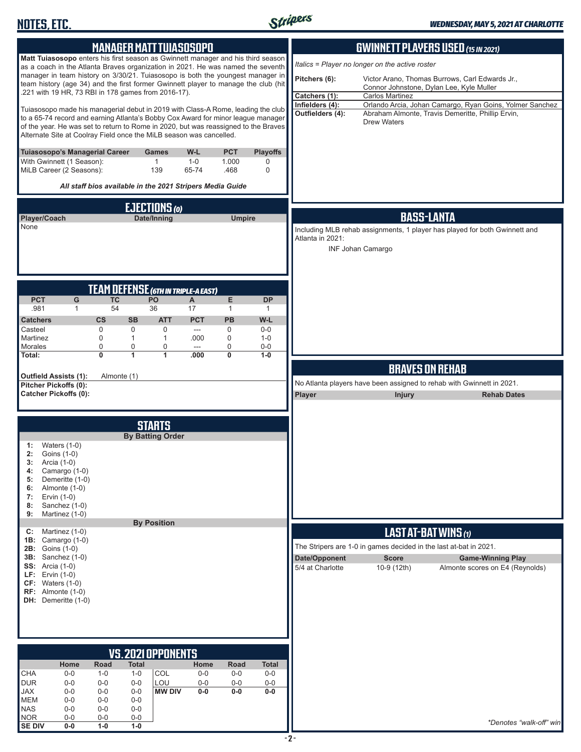## MANAGER MATT TUIASOSOPO

**Matt Tuiasosopo** enters his first season as Gwinnett manager and his third season as a coach in the Atlanta Braves organization in 2021. He was named the seventh manager in team history on 3/30/21. Tuiasosopo is both the youngest manager in team history (age 34) and the first former Gwinnett player to manage the club (hit .221 with 19 HR, 73 RBI in 178 games from 2016-17).

Tuiasosopo made his managerial debut in 2019 with Class-A Rome, leading the club to a 65-74 record and earning Atlanta's Bobby Cox Award for minor league manager of the year. He was set to return to Rome in 2020, but was reassigned to the Braves Alternate Site at Coolray Field once the MiLB season was cancelled.

| Tuiasosopo's Managerial Career | Games | W-L | PCT | Playoffs |
|---|---|---|---|---|
| With Gwinnett (1 Season): | 1 | 1-0 | 1.000 | 0 |
| MiLB Career (2 Seasons): | 139 | 65-74 | .468 | 0 |

*All staff bios available in the 2021 Stripers Media Guide*

## EJECTIONS (0)

| Player/Coach | Date/Inning | Umpire |
|---|---|---|
| None | | |

## TEAM DEFENSE (6TH IN TRIPLE-A EAST)

| PCT | G | TC | PO | A | E | DP |
|---|---|---|---|---|---|---|
| .981 | 1 | 54 | 36 | 17 | 1 | 1 |

| Catchers | CS | SB | ATT | PCT | PB | W-L |
|---|---|---|---|---|---|---|
| Casteel | 0 | 0 | 0 | --- | 0 | 0-0 |
| Martinez | 0 | 1 | 1 | .000 | 0 | 1-0 |
| Morales | 0 | 0 | 0 | --- | 0 | 0-0 |
| **Total:** | **0** | **1** | **1** | **.000** | **0** | **1-0** |

**Outfield Assists (1):** Almonte (1)
**Pitcher Pickoffs (0):**
**Catcher Pickoffs (0):**

## STARTS

**By Batting Order**

1: Waters (1-0)
2: Goins (1-0)
3: Arcia (1-0)
4: Camargo (1-0)
5: Demeritte (1-0)
6: Almonte (1-0)
7: Ervin (1-0)
8: Sanchez (1-0)
9: Martinez (1-0)

**By Position**

C: Martinez (1-0)
1B: Camargo (1-0)
2B: Goins (1-0)
3B: Sanchez (1-0)
SS: Arcia (1-0)
LF: Ervin (1-0)
CF: Waters (1-0)
RF: Almonte (1-0)
DH: Demeritte (1-0)

## VS. 2021 OPPONENTS

| | Home | Road | Total | | Home | Road | Total |
|---|---|---|---|---|---|---|---|
| CHA | 0-0 | 1-0 | 1-0 | COL | 0-0 | 0-0 | 0-0 |
| DUR | 0-0 | 0-0 | 0-0 | LOU | 0-0 | 0-0 | 0-0 |
| JAX | 0-0 | 0-0 | 0-0 | **MW DIV** | **0-0** | **0-0** | **0-0** |
| MEM | 0-0 | 0-0 | 0-0 | | | | |
| NAS | 0-0 | 0-0 | 0-0 | | | | |
| NOR | 0-0 | 0-0 | 0-0 | | | | |
| **SE DIV** | **0-0** | **1-0** | **1-0** | | | | |

## GWINNETT PLAYERS USED (15 IN 2021)

*Italics = Player no longer on the active roster*

| | |
|---|---|
| Pitchers (6): | Victor Arano, Thomas Burrows, Carl Edwards Jr., Connor Johnstone, Dylan Lee, Kyle Muller |
| Catchers (1): | Carlos Martinez |
| Infielders (4): | Orlando Arcia, Johan Camargo, Ryan Goins, Yolmer Sanchez |
| Outfielders (4): | Abraham Almonte, Travis Demeritte, Phillip Ervin, Drew Waters |

## BASS-LANTA

Including MLB rehab assignments, 1 player has played for both Gwinnett and Atlanta in 2021:

INF Johan Camargo

## BRAVES ON REHAB

No Atlanta players have been assigned to rehab with Gwinnett in 2021.

| Player | Injury | Rehab Dates |
|---|---|---|

## LAST AT-BAT WINS (1)

The Stripers are 1-0 in games decided in the last at-bat in 2021.

| Date/Opponent | Score | Game-Winning Play |
|---|---|---|
| 5/4 at Charlotte | 10-9 (12th) | Almonte scores on E4 (Reynolds) |

*\*Denotes "walk-off" win*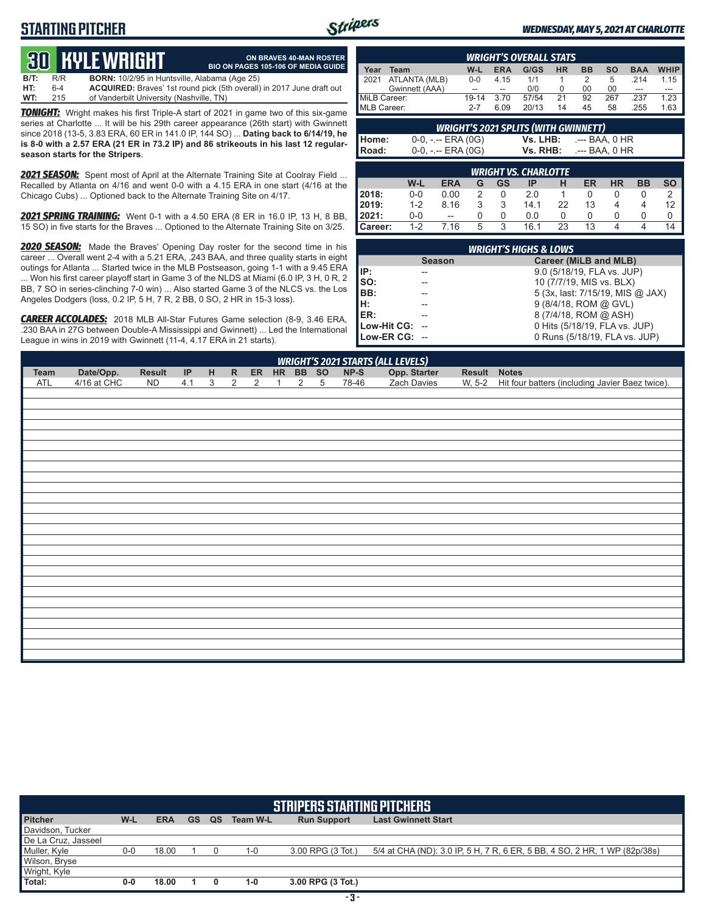## STARTING PITCHER

*WEDNESDAY, MAY 5, 2021 AT CHARLOTTE*

# 30 KYLE WRIGHT

**ON BRAVES 40-MAN ROSTER**
**BIO ON PAGES 105-106 OF MEDIA GUIDE**

**B/T:** R/R **BORN:** 10/2/95 in Huntsville, Alabama (Age 25)
**HT:** 6-4 **ACQUIRED:** Braves' 1st round pick (5th overall) in 2017 June draft out
**WT:** 215 of Vanderbilt University (Nashville, TN)

***TONIGHT:*** Wright makes his first Triple-A start of 2021 in game two of this six-game series at Charlotte ... It will be his 29th career appearance (26th start) with Gwinnett since 2018 (13-5, 3.83 ERA, 60 ER in 141.0 IP, 144 SO) ... **Dating back to 6/14/19, he is 8-0 with a 2.57 ERA (21 ER in 73.2 IP) and 86 strikeouts in his last 12 regular-season starts for the Stripers**.

***2021 SEASON:*** Spent most of April at the Alternate Training Site at Coolray Field ... Recalled by Atlanta on 4/16 and went 0-0 with a 4.15 ERA in one start (4/16 at the Chicago Cubs) ... Optioned back to the Alternate Training Site on 4/17.

***2021 SPRING TRAINING:*** Went 0-1 with a 4.50 ERA (8 ER in 16.0 IP, 13 H, 8 BB, 15 SO) in five starts for the Braves ... Optioned to the Alternate Training Site on 3/25.

***2020 SEASON:*** Made the Braves' Opening Day roster for the second time in his career ... Overall went 2-4 with a 5.21 ERA, .243 BAA, and three quality starts in eight outings for Atlanta ... Started twice in the MLB Postseason, going 1-1 with a 9.45 ERA ... Won his first career playoff start in Game 3 of the NLDS at Miami (6.0 IP, 3 H, 0 R, 2 BB, 7 SO in series-clinching 7-0 win) ... Also started Game 3 of the NLCS vs. the Los Angeles Dodgers (loss, 0.2 IP, 5 H, 7 R, 2 BB, 0 SO, 2 HR in 15-3 loss).

***CAREER ACCOLADES:*** 2018 MLB All-Star Futures Game selection (8-9, 3.46 ERA, .230 BAA in 27G between Double-A Mississippi and Gwinnett) ... Led the International League in wins in 2019 with Gwinnett (11-4, 4.17 ERA in 21 starts).

### WRIGHT'S OVERALL STATS

| Year | Team | W-L | ERA | G/GS | HR | BB | SO | BAA | WHIP |
|---|---|---|---|---|---|---|---|---|---|
| 2021 | ATLANTA (MLB) | 0-0 | 4.15 | 1/1 | 1 | 2 | 5 | .214 | 1.15 |
| | Gwinnett (AAA) | -- | -- | 0/0 | 0 | 00 | 00 | --- | --- |
| MiLB Career: | | 19-14 | 3.70 | 57/54 | 21 | 92 | 267 | .237 | 1.23 |
| MLB Career: | | 2-7 | 6.09 | 20/13 | 14 | 45 | 58 | .255 | 1.63 |

### WRIGHT'S 2021 SPLITS (WITH GWINNETT)

| | | | |
|---|---|---|---|
| **Home:** | 0-0, -.-- ERA (0G) | **Vs. LHB:** | .--- BAA, 0 HR |
| **Road:** | 0-0, -.-- ERA (0G) | **Vs. RHB:** | .--- BAA, 0 HR |

### WRIGHT VS. CHARLOTTE

| | W-L | ERA | G | GS | IP | H | ER | HR | BB | SO |
|---|---|---|---|---|---|---|---|---|---|---|
| **2018:** | 0-0 | 0.00 | 2 | 0 | 2.0 | 1 | 0 | 0 | 0 | 2 |
| **2019:** | 1-2 | 8.16 | 3 | 3 | 14.1 | 22 | 13 | 4 | 4 | 12 |
| **2021:** | 0-0 | -- | 0 | 0 | 0.0 | 0 | 0 | 0 | 0 | 0 |
| **Career:** | 1-2 | 7.16 | 5 | 3 | 16.1 | 23 | 13 | 4 | 4 | 14 |

### WRIGHT'S HIGHS & LOWS

| | Season | Career (MiLB and MLB) |
|---|---|---|
| **IP:** | -- | 9.0 (5/18/19, FLA vs. JUP) |
| **SO:** | -- | 10 (7/7/19, MIS vs. BLX) |
| **BB:** | -- | 5 (3x, last: 7/15/19, MIS @ JAX) |
| **H:** | -- | 9 (8/4/18, ROM @ GVL) |
| **ER:** | -- | 8 (7/4/18, ROM @ ASH) |
| **Low-Hit CG:** | -- | 0 Hits (5/18/19, FLA vs. JUP) |
| **Low-ER CG:** | -- | 0 Runs (5/18/19, FLA vs. JUP) |

### WRIGHT'S 2021 STARTS (ALL LEVELS)

| Team | Date/Opp. | Result | IP | H | R | ER | HR | BB | SO | NP-S | Opp. Starter | Result | Notes |
|---|---|---|---|---|---|---|---|---|---|---|---|---|---|
| ATL | 4/16 at CHC | ND | 4.1 | 3 | 2 | 2 | 1 | 2 | 5 | 78-46 | Zach Davies | W, 5-2 | Hit four batters (including Javier Baez twice). |

### STRIPERS STARTING PITCHERS

| Pitcher | W-L | ERA | GS | QS | Team W-L | Run Support | Last Gwinnett Start |
|---|---|---|---|---|---|---|---|
| Davidson, Tucker | | | | | | | |
| De La Cruz, Jasseel | | | | | | | |
| Muller, Kyle | 0-0 | 18.00 | 1 | 0 | 1-0 | 3.00 RPG (3 Tot.) | 5/4 at CHA (ND): 3.0 IP, 5 H, 7 R, 6 ER, 5 BB, 4 SO, 2 HR, 1 WP (82p/38s) |
| Wilson, Bryse | | | | | | | |
| Wright, Kyle | | | | | | | |
| **Total:** | **0-0** | **18.00** | **1** | **0** | **1-0** | **3.00 RPG (3 Tot.)** | |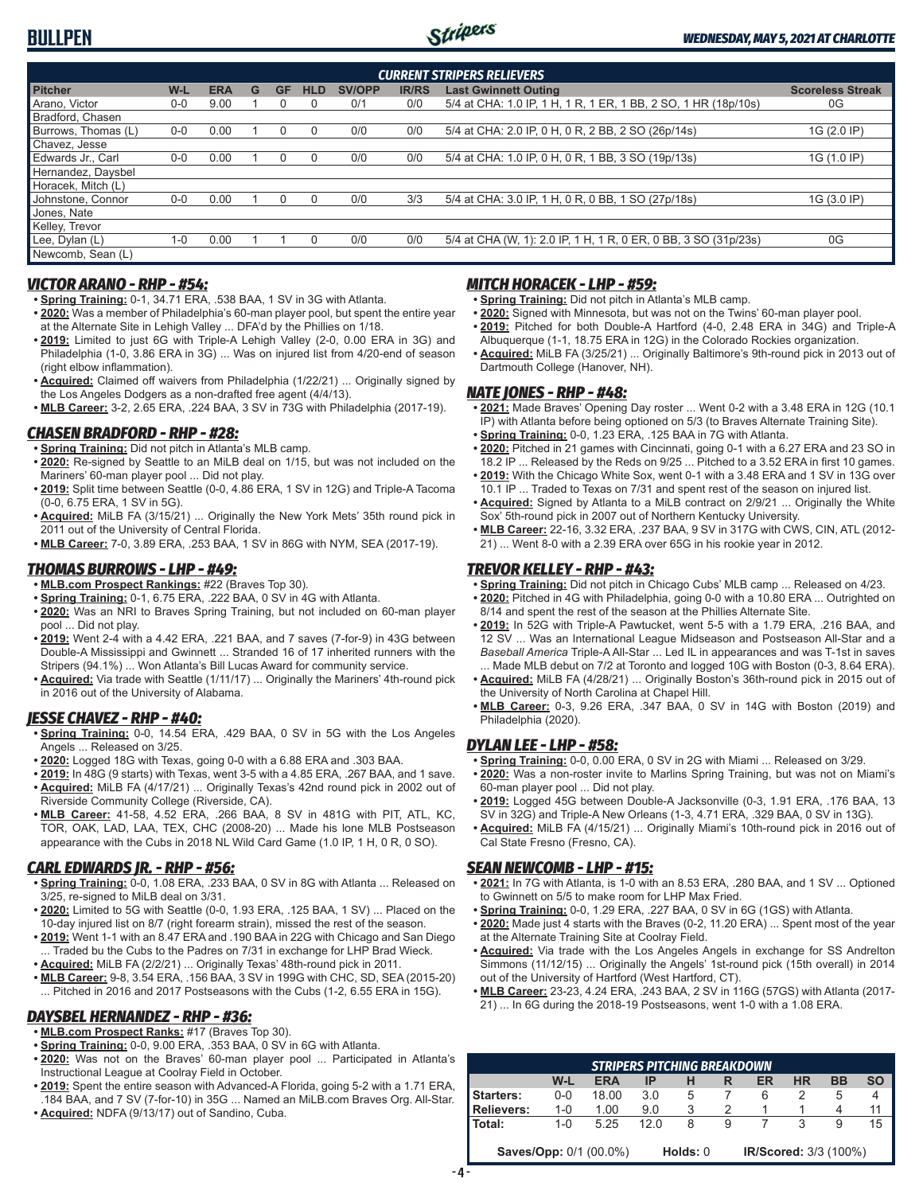# BULLPEN

*WEDNESDAY, MAY 5, 2021 AT CHARLOTTE*

| CURRENT STRIPERS RELIEVERS | | | | | | | | | |
|---|---|---|---|---|---|---|---|---|---|
| **Pitcher** | **W-L** | **ERA** | **G** | **GF** | **HLD** | **SV/OPP** | **IR/RS** | **Last Gwinnett Outing** | **Scoreless Streak** |
| Arano, Victor | 0-0 | 9.00 | 1 | 0 | 0 | 0/1 | 0/0 | 5/4 at CHA: 1.0 IP, 1 H, 1 R, 1 ER, 1 BB, 2 SO, 1 HR (18p/10s) | 0G |
| Bradford, Chasen | | | | | | | | | |
| Burrows, Thomas (L) | 0-0 | 0.00 | 1 | 0 | 0 | 0/0 | 0/0 | 5/4 at CHA: 2.0 IP, 0 H, 0 R, 2 BB, 2 SO (26p/14s) | 1G (2.0 IP) |
| Chavez, Jesse | | | | | | | | | |
| Edwards Jr., Carl | 0-0 | 0.00 | 1 | 0 | 0 | 0/0 | 0/0 | 5/4 at CHA: 1.0 IP, 0 H, 0 R, 1 BB, 3 SO (19p/13s) | 1G (1.0 IP) |
| Hernandez, Daysbel | | | | | | | | | |
| Horacek, Mitch (L) | | | | | | | | | |
| Johnstone, Connor | 0-0 | 0.00 | 1 | 0 | 0 | 0/0 | 3/3 | 5/4 at CHA: 3.0 IP, 1 H, 0 R, 0 BB, 1 SO (27p/18s) | 1G (3.0 IP) |
| Jones, Nate | | | | | | | | | |
| Kelley, Trevor | | | | | | | | | |
| Lee, Dylan (L) | 1-0 | 0.00 | 1 | 1 | 0 | 0/0 | 0/0 | 5/4 at CHA (W, 1): 2.0 IP, 1 H, 1 R, 0 ER, 0 BB, 3 SO (31p/23s) | 0G |
| Newcomb, Sean (L) | | | | | | | | | |

### VICTOR ARANO - RHP - #54:
- **Spring Training:** 0-1, 34.71 ERA, .538 BAA, 1 SV in 3G with Atlanta.
- **2020:** Was a member of Philadelphia's 60-man player pool, but spent the entire year at the Alternate Site in Lehigh Valley ... DFA'd by the Phillies on 1/18.
- **2019:** Limited to just 6G with Triple-A Lehigh Valley (2-0, 0.00 ERA in 3G) and Philadelphia (1-0, 3.86 ERA in 3G) ... Was on injured list from 4/20-end of season (right elbow inflammation).
- **Acquired:** Claimed off waivers from Philadelphia (1/22/21) ... Originally signed by the Los Angeles Dodgers as a non-drafted free agent (4/4/13).
- **MLB Career:** 3-2, 2.65 ERA, .224 BAA, 3 SV in 73G with Philadelphia (2017-19).

### CHASEN BRADFORD - RHP - #28:
- **Spring Training:** Did not pitch in Atlanta's MLB camp.
- **2020:** Re-signed by Seattle to an MiLB deal on 1/15, but was not included on the Mariners' 60-man player pool ... Did not play.
- **2019:** Split time between Seattle (0-0, 4.86 ERA, 1 SV in 12G) and Triple-A Tacoma (0-0, 6.75 ERA, 1 SV in 5G).
- **Acquired:** MiLB FA (3/15/21) ... Originally the New York Mets' 35th round pick in 2011 out of the University of Central Florida.
- **MLB Career:** 7-0, 3.89 ERA, .253 BAA, 1 SV in 86G with NYM, SEA (2017-19).

### THOMAS BURROWS - LHP - #49:
- **MLB.com Prospect Rankings:** #22 (Braves Top 30).
- **Spring Training:** 0-1, 6.75 ERA, .222 BAA, 0 SV in 4G with Atlanta.
- **2020:** Was an NRI to Braves Spring Training, but not included on 60-man player pool ... Did not play.
- **2019:** Went 2-4 with a 4.42 ERA, .221 BAA, and 7 saves (7-for-9) in 43G between Double-A Mississippi and Gwinnett ... Stranded 16 of 17 inherited runners with the Stripers (94.1%) ... Won Atlanta's Bill Lucas Award for community service.
- **Acquired:** Via trade with Seattle (1/11/17) ... Originally the Mariners' 4th-round pick in 2016 out of the University of Alabama.

### JESSE CHAVEZ - RHP - #40:
- **Spring Training:** 0-0, 14.54 ERA, .429 BAA, 0 SV in 5G with the Los Angeles Angels ... Released on 3/25.
- **2020:** Logged 18G with Texas, going 0-0 with a 6.88 ERA and .303 BAA.
- **2019:** In 48G (9 starts) with Texas, went 3-5 with a 4.85 ERA, .267 BAA, and 1 save.
- **Acquired:** MiLB FA (4/17/21) ... Originally Texas's 42nd round pick in 2002 out of Riverside Community College (Riverside, CA).
- **MLB Career:** 41-58, 4.52 ERA, .266 BAA, 8 SV in 481G with PIT, ATL, KC, TOR, OAK, LAD, LAA, TEX, CHC (2008-20) ... Made his lone MLB Postseason appearance with the Cubs in 2018 NL Wild Card Game (1.0 IP, 1 H, 0 R, 0 SO).

### CARL EDWARDS JR. - RHP - #56:
- **Spring Training:** 0-0, 1.08 ERA, .233 BAA, 0 SV in 8G with Atlanta ... Released on 3/25, re-signed to MiLB deal on 3/31.
- **2020:** Limited to 5G with Seattle (0-0, 1.93 ERA, .125 BAA, 1 SV) ... Placed on the 10-day injured list on 8/7 (right forearm strain), missed the rest of the season.
- **2019:** Went 1-1 with an 8.47 ERA and .190 BAA in 22G with Chicago and San Diego ... Traded bu the Cubs to the Padres on 7/31 in exchange for LHP Brad Wieck.
- **Acquired:** MiLB FA (2/2/21) ... Originally Texas' 48th-round pick in 2011.
- **MLB Career:** 9-8, 3.54 ERA, .156 BAA, 3 SV in 199G with CHC, SD, SEA (2015-20) ... Pitched in 2016 and 2017 Postseasons with the Cubs (1-2, 6.55 ERA in 15G).

### DAYSBEL HERNANDEZ - RHP - #36:
- **MLB.com Prospect Ranks:** #17 (Braves Top 30).
- **Spring Training:** 0-0, 9.00 ERA, .353 BAA, 0 SV in 6G with Atlanta.
- **2020:** Was not on the Braves' 60-man player pool ... Participated in Atlanta's Instructional League at Coolray Field in October.
- **2019:** Spent the entire season with Advanced-A Florida, going 5-2 with a 1.71 ERA, .184 BAA, and 7 SV (7-for-10) in 35G ... Named an MiLB.com Braves Org. All-Star.
- **Acquired:** NDFA (9/13/17) out of Sandino, Cuba.

### MITCH HORACEK - LHP - #59:
- **Spring Training:** Did not pitch in Atlanta's MLB camp.
- **2020:** Signed with Minnesota, but was not on the Twins' 60-man player pool.
- **2019:** Pitched for both Double-A Hartford (4-0, 2.48 ERA in 34G) and Triple-A Albuquerque (1-1, 18.75 ERA in 12G) in the Colorado Rockies organization.
- **Acquired:** MiLB FA (3/25/21) ... Originally Baltimore's 9th-round pick in 2013 out of Dartmouth College (Hanover, NH).

### NATE JONES - RHP - #48:
- **2021:** Made Braves' Opening Day roster ... Went 0-2 with a 3.48 ERA in 12G (10.1 IP) with Atlanta before being optioned on 5/3 (to Braves Alternate Training Site).
- **Spring Training:** 0-0, 1.23 ERA, .125 BAA in 7G with Atlanta.
- **2020:** Pitched in 21 games with Cincinnati, going 0-1 with a 6.27 ERA and 23 SO in 18.2 IP ... Released by the Reds on 9/25 ... Pitched to a 3.52 ERA in first 10 games.
- **2019:** With the Chicago White Sox, went 0-1 with a 3.48 ERA and 1 SV in 13G over 10.1 IP ... Traded to Texas on 7/31 and spent rest of the season on injured list.
- **Acquired:** Signed by Atlanta to a MiLB contract on 2/9/21 ... Originally the White Sox' 5th-round pick in 2007 out of Northern Kentucky University.
- **MLB Career:** 22-16, 3.32 ERA, .237 BAA, 9 SV in 317G with CWS, CIN, ATL (2012-21) ... Went 8-0 with a 2.39 ERA over 65G in his rookie year in 2012.

### TREVOR KELLEY - RHP - #43:
- **Spring Training:** Did not pitch in Chicago Cubs' MLB camp ... Released on 4/23.
- **2020:** Pitched in 4G with Philadelphia, going 0-0 with a 10.80 ERA ... Outrighted on 8/14 and spent the rest of the season at the Phillies Alternate Site.
- **2019:** In 52G with Triple-A Pawtucket, went 5-5 with a 1.79 ERA, .216 BAA, and 12 SV ... Was an International League Midseason and Postseason All-Star and a *Baseball America* Triple-A All-Star ... Led IL in appearances and was T-1st in saves ... Made MLB debut on 7/2 at Toronto and logged 10G with Boston (0-3, 8.64 ERA).
- **Acquired:** MiLB FA (4/28/21) ... Originally Boston's 36th-round pick in 2015 out of the University of North Carolina at Chapel Hill.
- **MLB Career:** 0-3, 9.26 ERA, .347 BAA, 0 SV in 14G with Boston (2019) and Philadelphia (2020).

### DYLAN LEE - LHP - #58:
- **Spring Training:** 0-0, 0.00 ERA, 0 SV in 2G with Miami ... Released on 3/29.
- **2020:** Was a non-roster invite to Marlins Spring Training, but was not on Miami's 60-man player pool ... Did not play.
- **2019:** Logged 45G between Double-A Jacksonville (0-3, 1.91 ERA, .176 BAA, 13 SV in 32G) and Triple-A New Orleans (1-3, 4.71 ERA, .329 BAA, 0 SV in 13G).
- **Acquired:** MiLB FA (4/15/21) ... Originally Miami's 10th-round pick in 2016 out of Cal State Fresno (Fresno, CA).

### SEAN NEWCOMB - LHP - #15:
- **2021:** In 7G with Atlanta, is 1-0 with an 8.53 ERA, .280 BAA, and 1 SV ... Optioned to Gwinnett on 5/5 to make room for LHP Max Fried.
- **Spring Training:** 0-0, 1.29 ERA, .227 BAA, 0 SV in 6G (1GS) with Atlanta.
- **2020:** Made just 4 starts with the Braves (0-2, 11.20 ERA) ... Spent most of the year at the Alternate Training Site at Coolray Field.
- **Acquired:** Via trade with the Los Angeles Angels in exchange for SS Andrelton Simmons (11/12/15) ... Originally the Angels' 1st-round pick (15th overall) in 2014 out of the University of Hartford (West Hartford, CT).
- **MLB Career:** 23-23, 4.24 ERA, .243 BAA, 2 SV in 116G (57GS) with Atlanta (2017-21) ... In 6G during the 2018-19 Postseasons, went 1-0 with a 1.08 ERA.

| STRIPERS PITCHING BREAKDOWN | | | | | | | | | |
|---|---|---|---|---|---|---|---|---|---|
| | **W-L** | **ERA** | **IP** | **H** | **R** | **ER** | **HR** | **BB** | **SO** |
| **Starters:** | 0-0 | 18.00 | 3.0 | 5 | 7 | 6 | 2 | 5 | 4 |
| **Relievers:** | 1-0 | 1.00 | 9.0 | 3 | 2 | 1 | 1 | 4 | 11 |
| **Total:** | 1-0 | 5.25 | 12.0 | 8 | 9 | 7 | 3 | 9 | 15 |

**Saves/Opp:** 0/1 (00.0%) **Holds:** 0 **IR/Scored:** 3/3 (100%)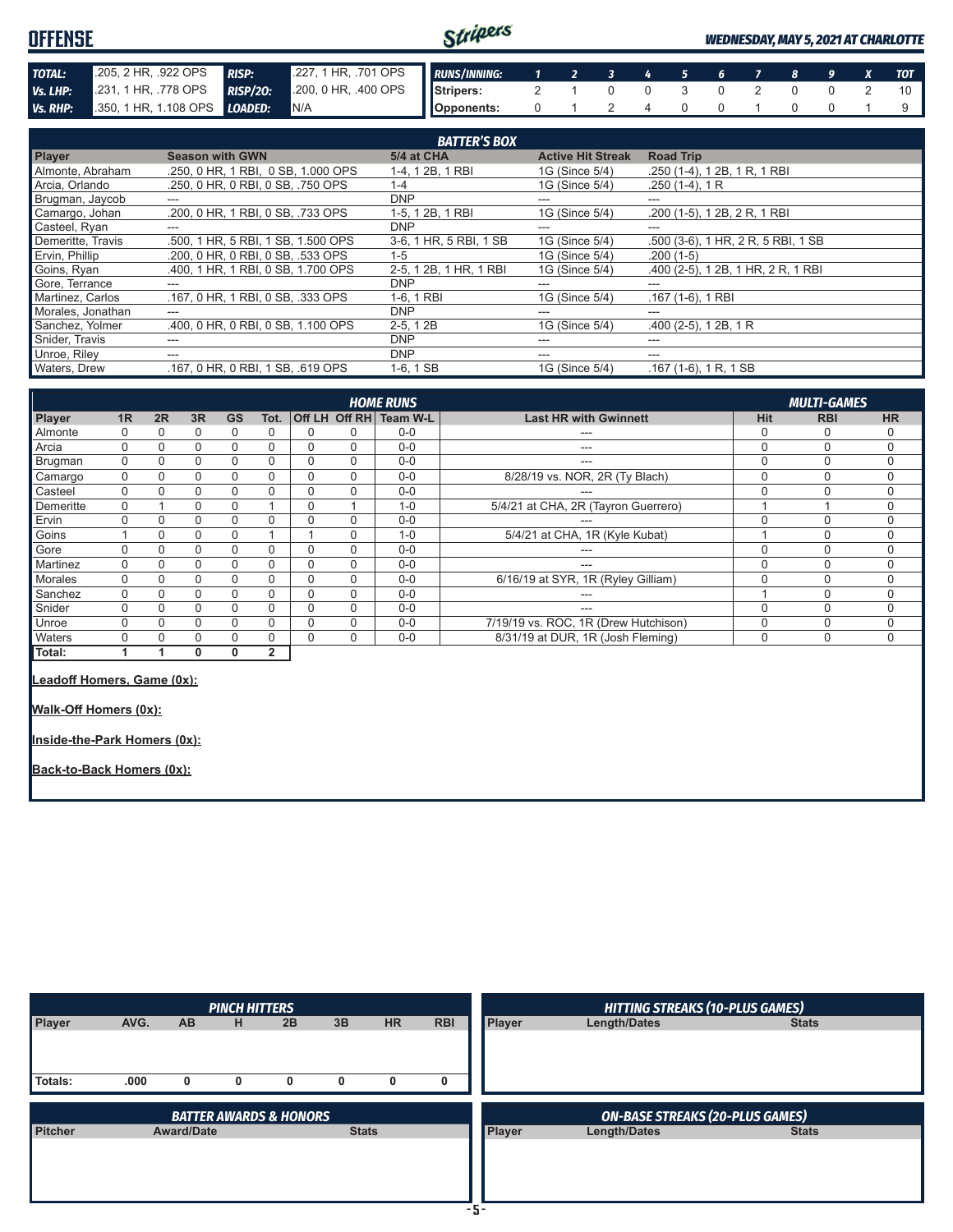# OFFENSE

***WEDNESDAY, MAY 5, 2021 AT CHARLOTTE***

| | | | |
|---|---|---|---|
| ***TOTAL:*** | .205, 2 HR, .922 OPS | ***RISP:*** | .227, 1 HR, .701 OPS |
| ***Vs. LHP:*** | .231, 1 HR, .778 OPS | ***RISP/2O:*** | .200, 0 HR, .400 OPS |
| ***Vs. RHP:*** | .350, 1 HR, 1.108 OPS | ***LOADED:*** | N/A |

| ***RUNS/INNING:*** | 1 | 2 | 3 | 4 | 5 | 6 | 7 | 8 | 9 | X | TOT |
|---|---|---|---|---|---|---|---|---|---|---|---|
| Stripers: | 2 | 1 | 0 | 0 | 3 | 0 | 2 | 0 | 0 | 2 | 10 |
| Opponents: | 0 | 1 | 2 | 4 | 0 | 0 | 1 | 0 | 0 | 1 | 9 |

***BATTER'S BOX***

| Player | Season with GWN | 5/4 at CHA | Active Hit Streak | Road Trip |
|---|---|---|---|---|
| Almonte, Abraham | .250, 0 HR, 1 RBI, 0 SB, 1.000 OPS | 1-4, 1 2B, 1 RBI | 1G (Since 5/4) | .250 (1-4), 1 2B, 1 R, 1 RBI |
| Arcia, Orlando | .250, 0 HR, 0 RBI, 0 SB, .750 OPS | 1-4 | 1G (Since 5/4) | .250 (1-4), 1 R |
| Brugman, Jaycob | --- | DNP | --- | --- |
| Camargo, Johan | .200, 0 HR, 1 RBI, 0 SB, .733 OPS | 1-5, 1 2B, 1 RBI | 1G (Since 5/4) | .200 (1-5), 1 2B, 2 R, 1 RBI |
| Casteel, Ryan | --- | DNP | --- | --- |
| Demeritte, Travis | .500, 1 HR, 5 RBI, 1 SB, 1.500 OPS | 3-6, 1 HR, 5 RBI, 1 SB | 1G (Since 5/4) | .500 (3-6), 1 HR, 2 R, 5 RBI, 1 SB |
| Ervin, Phillip | .200, 0 HR, 0 RBI, 0 SB, .533 OPS | 1-5 | 1G (Since 5/4) | .200 (1-5) |
| Goins, Ryan | .400, 1 HR, 1 RBI, 0 SB, 1.700 OPS | 2-5, 1 2B, 1 HR, 1 RBI | 1G (Since 5/4) | .400 (2-5), 1 2B, 1 HR, 2 R, 1 RBI |
| Gore, Terrance | --- | DNP | --- | --- |
| Martinez, Carlos | .167, 0 HR, 1 RBI, 0 SB, .333 OPS | 1-6, 1 RBI | 1G (Since 5/4) | .167 (1-6), 1 RBI |
| Morales, Jonathan | --- | DNP | --- | --- |
| Sanchez, Yolmer | .400, 0 HR, 0 RBI, 0 SB, 1.100 OPS | 2-5, 1 2B | 1G (Since 5/4) | .400 (2-5), 1 2B, 1 R |
| Snider, Travis | --- | DNP | --- | --- |
| Unroe, Riley | --- | DNP | --- | --- |
| Waters, Drew | .167, 0 HR, 0 RBI, 1 SB, .619 OPS | 1-6, 1 SB | 1G (Since 5/4) | .167 (1-6), 1 R, 1 SB |

***HOME RUNS*** / ***MULTI-GAMES***

| Player | 1R | 2R | 3R | GS | Tot. | Off LH | Off RH | Team W-L | Last HR with Gwinnett | Hit | RBI | HR |
|---|---|---|---|---|---|---|---|---|---|---|---|---|
| Almonte | 0 | 0 | 0 | 0 | 0 | 0 | 0 | 0-0 | --- | 0 | 0 | 0 |
| Arcia | 0 | 0 | 0 | 0 | 0 | 0 | 0 | 0-0 | --- | 0 | 0 | 0 |
| Brugman | 0 | 0 | 0 | 0 | 0 | 0 | 0 | 0-0 | --- | 0 | 0 | 0 |
| Camargo | 0 | 0 | 0 | 0 | 0 | 0 | 0 | 0-0 | 8/28/19 vs. NOR, 2R (Ty Blach) | 0 | 0 | 0 |
| Casteel | 0 | 0 | 0 | 0 | 0 | 0 | 0 | 0-0 | --- | 0 | 0 | 0 |
| Demeritte | 0 | 1 | 0 | 0 | 1 | 0 | 1 | 1-0 | 5/4/21 at CHA, 2R (Tayron Guerrero) | 1 | 1 | 0 |
| Ervin | 0 | 0 | 0 | 0 | 0 | 0 | 0 | 0-0 | --- | 0 | 0 | 0 |
| Goins | 1 | 0 | 0 | 0 | 1 | 1 | 0 | 1-0 | 5/4/21 at CHA, 1R (Kyle Kubat) | 1 | 0 | 0 |
| Gore | 0 | 0 | 0 | 0 | 0 | 0 | 0 | 0-0 | --- | 0 | 0 | 0 |
| Martinez | 0 | 0 | 0 | 0 | 0 | 0 | 0 | 0-0 | --- | 0 | 0 | 0 |
| Morales | 0 | 0 | 0 | 0 | 0 | 0 | 0 | 0-0 | 6/16/19 at SYR, 1R (Ryley Gilliam) | 0 | 0 | 0 |
| Sanchez | 0 | 0 | 0 | 0 | 0 | 0 | 0 | 0-0 | --- | 1 | 0 | 0 |
| Snider | 0 | 0 | 0 | 0 | 0 | 0 | 0 | 0-0 | --- | 0 | 0 | 0 |
| Unroe | 0 | 0 | 0 | 0 | 0 | 0 | 0 | 0-0 | 7/19/19 vs. ROC, 1R (Drew Hutchison) | 0 | 0 | 0 |
| Waters | 0 | 0 | 0 | 0 | 0 | 0 | 0 | 0-0 | 8/31/19 at DUR, 1R (Josh Fleming) | 0 | 0 | 0 |
| **Total:** | 1 | 1 | 0 | 0 | 2 | | | | | | | |

**Leadoff Homers, Game (0x):**

**Walk-Off Homers (0x):**

**Inside-the-Park Homers (0x):**

**Back-to-Back Homers (0x):**

***PINCH HITTERS***

| Player | AVG. | AB | H | 2B | 3B | HR | RBI |
|---|---|---|---|---|---|---|---|
| Totals: | .000 | 0 | 0 | 0 | 0 | 0 | 0 |

***HITTING STREAKS (10-PLUS GAMES)***

| Player | Length/Dates | Stats |
|---|---|---|

***BATTER AWARDS & HONORS***

| Pitcher | Award/Date | Stats |
|---|---|---|

***ON-BASE STREAKS (20-PLUS GAMES)***

| Player | Length/Dates | Stats |
|---|---|---|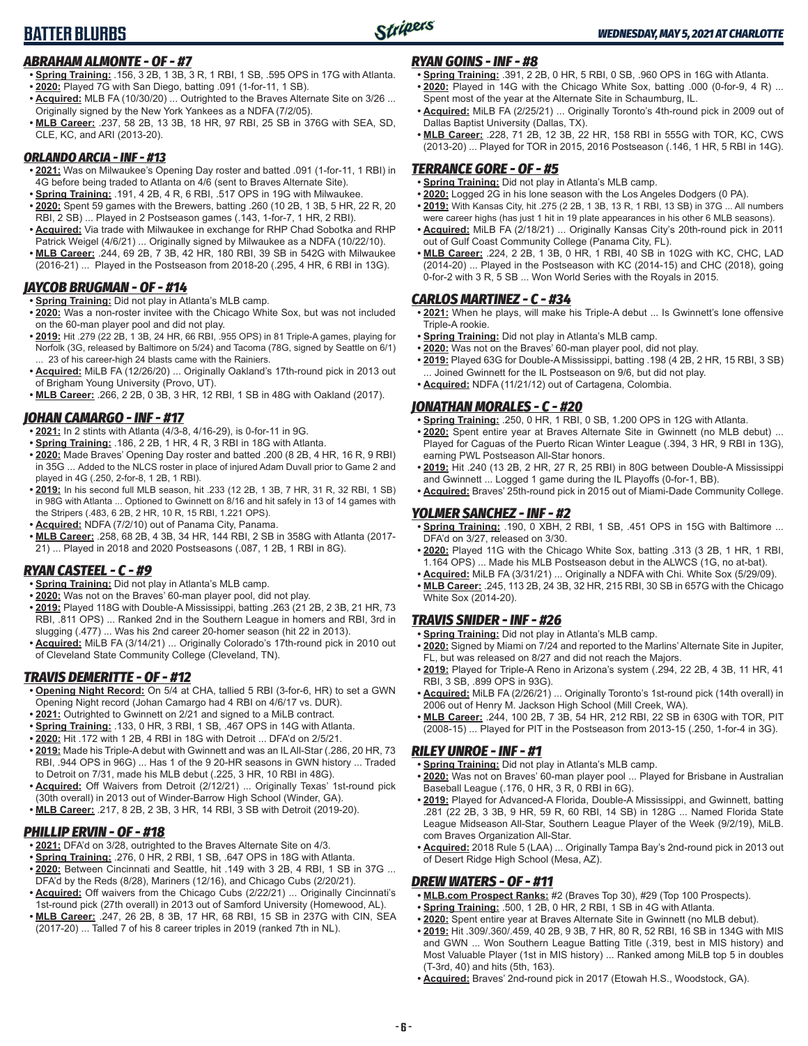# BATTER BLURBS

*WEDNESDAY, MAY 5, 2021 AT CHARLOTTE*

### *ABRAHAM ALMONTE - OF - #7*

- **Spring Training:** .156, 3 2B, 1 3B, 3 R, 1 RBI, 1 SB, .595 OPS in 17G with Atlanta.
- **2020:** Played 7G with San Diego, batting .091 (1-for-11, 1 SB).
- **Acquired:** MLB FA (10/30/20) ... Outrighted to the Braves Alternate Site on 3/26 ... Originally signed by the New York Yankees as a NDFA (7/2/05).
- **MLB Career:** .237, 58 2B, 13 3B, 18 HR, 97 RBI, 25 SB in 376G with SEA, SD, CLE, KC, and ARI (2013-20).

### *ORLANDO ARCIA - INF - #13*

- **2021:** Was on Milwaukee's Opening Day roster and batted .091 (1-for-11, 1 RBI) in 4G before being traded to Atlanta on 4/6 (sent to Braves Alternate Site).
- **Spring Training:** .191, 4 2B, 4 R, 6 RBI, .517 OPS in 19G with Milwaukee.
- **2020:** Spent 59 games with the Brewers, batting .260 (10 2B, 1 3B, 5 HR, 22 R, 20 RBI, 2 SB) ... Played in 2 Postseason games (.143, 1-for-7, 1 HR, 2 RBI).
- **Acquired:** Via trade with Milwaukee in exchange for RHP Chad Sobotka and RHP Patrick Weigel (4/6/21) ... Originally signed by Milwaukee as a NDFA (10/22/10).
- **MLB Career:** .244, 69 2B, 7 3B, 42 HR, 180 RBI, 39 SB in 542G with Milwaukee (2016-21) ... Played in the Postseason from 2018-20 (.295, 4 HR, 6 RBI in 13G).

### *JAYCOB BRUGMAN - OF - #14*

- **Spring Training:** Did not play in Atlanta's MLB camp.
- **2020:** Was a non-roster invitee with the Chicago White Sox, but was not included on the 60-man player pool and did not play.
- **2019:** Hit .279 (22 2B, 1 3B, 24 HR, 66 RBI, .955 OPS) in 81 Triple-A games, playing for Norfolk (3G, released by Baltimore on 5/24) and Tacoma (78G, signed by Seattle on 6/1) ... 23 of his career-high 24 blasts came with the Rainiers.
- **Acquired:** MiLB FA (12/26/20) ... Originally Oakland's 17th-round pick in 2013 out of Brigham Young University (Provo, UT).
- **MLB Career:** .266, 2 2B, 0 3B, 3 HR, 12 RBI, 1 SB in 48G with Oakland (2017).

### *JOHAN CAMARGO - INF - #17*

- **2021:** In 2 stints with Atlanta (4/3-8, 4/16-29), is 0-for-11 in 9G.
- **Spring Training:** .186, 2 2B, 1 HR, 4 R, 3 RBI in 18G with Atlanta.
- **2020:** Made Braves' Opening Day roster and batted .200 (8 2B, 4 HR, 16 R, 9 RBI) in 35G ... Added to the NLCS roster in place of injured Adam Duvall prior to Game 2 and played in 4G (.250, 2-for-8, 1 2B, 1 RBI).
- **2019:** In his second full MLB season, hit .233 (12 2B, 1 3B, 7 HR, 31 R, 32 RBI, 1 SB) in 98G with Atlanta ... Optioned to Gwinnett on 8/16 and hit safely in 13 of 14 games with the Stripers (.483, 6 2B, 2 HR, 10 R, 15 RBI, 1.221 OPS).
- **Acquired:** NDFA (7/2/10) out of Panama City, Panama.
- **MLB Career:** .258, 68 2B, 4 3B, 34 HR, 144 RBI, 2 SB in 358G with Atlanta (2017-21) ... Played in 2018 and 2020 Postseasons (.087, 1 2B, 1 RBI in 8G).

### *RYAN CASTEEL - C - #9*

- **Spring Training:** Did not play in Atlanta's MLB camp.
- **2020:** Was not on the Braves' 60-man player pool, did not play.
- **2019:** Played 118G with Double-A Mississippi, batting .263 (21 2B, 2 3B, 21 HR, 73 RBI, .811 OPS) ... Ranked 2nd in the Southern League in homers and RBI, 3rd in slugging (.477) ... Was his 2nd career 20-homer season (hit 22 in 2013).
- **Acquired:** MiLB FA (3/14/21) ... Originally Colorado's 17th-round pick in 2010 out of Cleveland State Community College (Cleveland, TN).

### *TRAVIS DEMERITTE - OF - #12*

- **Opening Night Record:** On 5/4 at CHA, tallied 5 RBI (3-for-6, HR) to set a GWN Opening Night record (Johan Camargo had 4 RBI on 4/6/17 vs. DUR).
- **2021:** Outrighted to Gwinnett on 2/21 and signed to a MiLB contract.
- **Spring Training:** .133, 0 HR, 3 RBI, 1 SB, .467 OPS in 14G with Atlanta.
- **2020:** Hit .172 with 1 2B, 4 RBI in 18G with Detroit ... DFA'd on 2/5/21.
- **2019:** Made his Triple-A debut with Gwinnett and was an IL All-Star (.286, 20 HR, 73 RBI, .944 OPS in 96G) ... Has 1 of the 9 20-HR seasons in GWN history ... Traded to Detroit on 7/31, made his MLB debut (.225, 3 HR, 10 RBI in 48G).
- **Acquired:** Off Waivers from Detroit (2/12/21) ... Originally Texas' 1st-round pick (30th overall) in 2013 out of Winder-Barrow High School (Winder, GA).
- **MLB Career:** .217, 8 2B, 2 3B, 3 HR, 14 RBI, 3 SB with Detroit (2019-20).

### *PHILLIP ERVIN - OF - #18*

- **2021:** DFA'd on 3/28, outrighted to the Braves Alternate Site on 4/3.
- **Spring Training:** .276, 0 HR, 2 RBI, 1 SB, .647 OPS in 18G with Atlanta.
- **2020:** Between Cincinnati and Seattle, hit .149 with 3 2B, 4 RBI, 1 SB in 37G ... DFA'd by the Reds (8/28), Mariners (12/16), and Chicago Cubs (2/20/21).
- **Acquired:** Off waivers from the Chicago Cubs (2/22/21) ... Originally Cincinnati's 1st-round pick (27th overall) in 2013 out of Samford University (Homewood, AL).
- **MLB Career:** .247, 26 2B, 8 3B, 17 HR, 68 RBI, 15 SB in 237G with CIN, SEA (2017-20) ... Talled 7 of his 8 career triples in 2019 (ranked 7th in NL).

### *RYAN GOINS - INF - #8*

- **Spring Training:** .391, 2 2B, 0 HR, 5 RBI, 0 SB, .960 OPS in 16G with Atlanta.
- **2020:** Played in 14G with the Chicago White Sox, batting .000 (0-for-9, 4 R) ... Spent most of the year at the Alternate Site in Schaumburg, IL.
- **Acquired:** MiLB FA (2/25/21) ... Originally Toronto's 4th-round pick in 2009 out of Dallas Baptist University (Dallas, TX).
- **MLB Career:** .228, 71 2B, 12 3B, 22 HR, 158 RBI in 555G with TOR, KC, CWS (2013-20) ... Played for TOR in 2015, 2016 Postseason (.146, 1 HR, 5 RBI in 14G).

### *TERRANCE GORE - OF - #5*

- **Spring Training:** Did not play in Atlanta's MLB camp.
- **2020:** Logged 2G in his lone season with the Los Angeles Dodgers (0 PA).
- **2019:** With Kansas City, hit .275 (2 2B, 1 3B, 13 R, 1 RBI, 13 SB) in 37G ... All numbers were career highs (has just 1 hit in 19 plate appearances in his other 6 MLB seasons).
- **Acquired:** MiLB FA (2/18/21) ... Originally Kansas City's 20th-round pick in 2011 out of Gulf Coast Community College (Panama City, FL).
- **MLB Career:** .224, 2 2B, 1 3B, 0 HR, 1 RBI, 40 SB in 102G with KC, CHC, LAD (2014-20) ... Played in the Postseason with KC (2014-15) and CHC (2018), going 0-for-2 with 3 R, 5 SB ... Won World Series with the Royals in 2015.

### *CARLOS MARTINEZ - C - #34*

- **2021:** When he plays, will make his Triple-A debut ... Is Gwinnett's lone offensive Triple-A rookie.
- **Spring Training:** Did not play in Atlanta's MLB camp.
- **2020:** Was not on the Braves' 60-man player pool, did not play.
- **2019:** Played 63G for Double-A Mississippi, batting .198 (4 2B, 2 HR, 15 RBI, 3 SB) ... Joined Gwinnett for the IL Postseason on 9/6, but did not play.
- **Acquired:** NDFA (11/21/12) out of Cartagena, Colombia.

### *JONATHAN MORALES - C - #20*

- **Spring Training:** .250, 0 HR, 1 RBI, 0 SB, 1.200 OPS in 12G with Atlanta.
- **2020:** Spent entire year at Braves Alternate Site in Gwinnett (no MLB debut) ... Played for Caguas of the Puerto Rican Winter League (.394, 3 HR, 9 RBI in 13G), earning PWL Postseason All-Star honors.
- **2019:** Hit .240 (13 2B, 2 HR, 27 R, 25 RBI) in 80G between Double-A Mississippi and Gwinnett ... Logged 1 game during the IL Playoffs (0-for-1, BB).
- **Acquired:** Braves' 25th-round pick in 2015 out of Miami-Dade Community College.

### *YOLMER SANCHEZ - INF - #2*

- **Spring Training:** .190, 0 XBH, 2 RBI, 1 SB, .451 OPS in 15G with Baltimore ... DFA'd on 3/27, released on 3/30.
- **2020:** Played 11G with the Chicago White Sox, batting .313 (3 2B, 1 HR, 1 RBI, 1.164 OPS) ... Made his MLB Postseason debut in the ALWCS (1G, no at-bat).
- **Acquired:** MiLB FA (3/31/21) ... Originally a NDFA with Chi. White Sox (5/29/09).
- **MLB Career:** .245, 113 2B, 24 3B, 32 HR, 215 RBI, 30 SB in 657G with the Chicago White Sox (2014-20).

### *TRAVIS SNIDER - INF - #26*

- **Spring Training:** Did not play in Atlanta's MLB camp.
- **2020:** Signed by Miami on 7/24 and reported to the Marlins' Alternate Site in Jupiter, FL, but was released on 8/27 and did not reach the Majors.
- **2019:** Played for Triple-A Reno in Arizona's system (.294, 22 2B, 4 3B, 11 HR, 41 RBI, 3 SB, .899 OPS in 93G).
- **Acquired:** MiLB FA (2/26/21) ... Originally Toronto's 1st-round pick (14th overall) in 2006 out of Henry M. Jackson High School (Mill Creek, WA).
- **MLB Career:** .244, 100 2B, 7 3B, 54 HR, 212 RBI, 22 SB in 630G with TOR, PIT (2008-15) ... Played for PIT in the Postseason from 2013-15 (.250, 1-for-4 in 3G).

### *RILEY UNROE - INF - #1*

- **Spring Training:** Did not play in Atlanta's MLB camp.
- **2020:** Was not on Braves' 60-man player pool ... Played for Brisbane in Australian Baseball League (.176, 0 HR, 3 R, 0 RBI in 6G).
- **2019:** Played for Advanced-A Florida, Double-A Mississippi, and Gwinnett, batting .281 (22 2B, 3 3B, 9 HR, 59 R, 60 RBI, 14 SB) in 128G ... Named Florida State League Midseason All-Star, Southern League Player of the Week (9/2/19), MiLB.com Braves Organization All-Star.
- **Acquired:** 2018 Rule 5 (LAA) ... Originally Tampa Bay's 2nd-round pick in 2013 out of Desert Ridge High School (Mesa, AZ).

### *DREW WATERS - OF - #11*

- **MLB.com Prospect Ranks:** #2 (Braves Top 30), #29 (Top 100 Prospects).
- **Spring Training:** .500, 1 2B, 0 HR, 2 RBI, 1 SB in 4G with Atlanta.
- **2020:** Spent entire year at Braves Alternate Site in Gwinnett (no MLB debut).
- **2019:** Hit .309/.360/.459, 40 2B, 9 3B, 7 HR, 80 R, 52 RBI, 16 SB in 134G with MIS and GWN ... Won Southern League Batting Title (.319, best in MIS history) and Most Valuable Player (1st in MIS history) ... Ranked among MiLB top 5 in doubles (T-3rd, 40) and hits (5th, 163).
- **Acquired:** Braves' 2nd-round pick in 2017 (Etowah H.S., Woodstock, GA).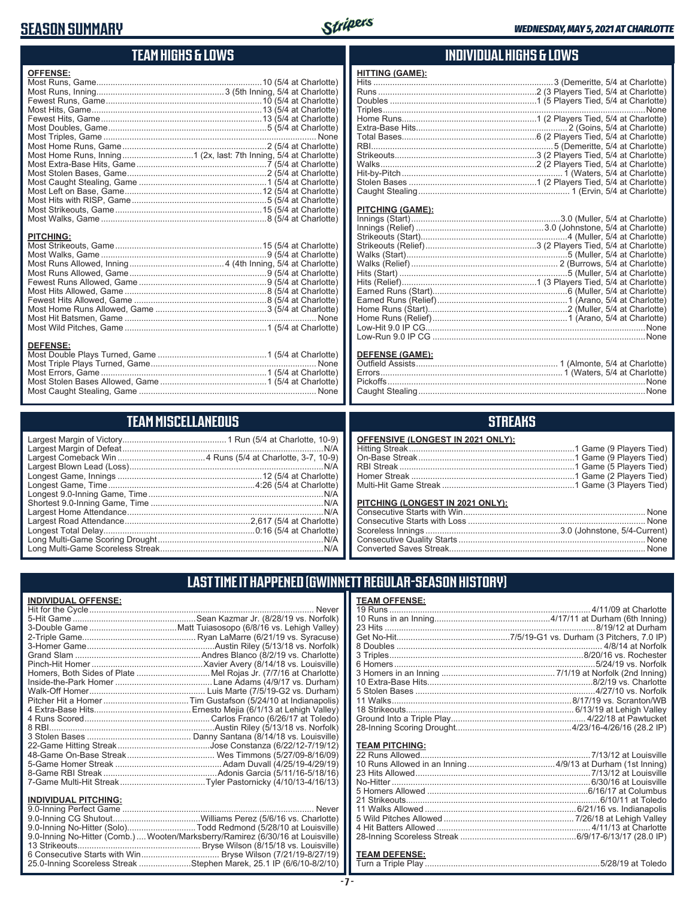# SEASON SUMMARY

*WEDNESDAY, MAY 5, 2021 AT CHARLOTTE*

## TEAM HIGHS & LOWS

**OFFENSE:**

| | |
|---|---|
| Most Runs, Game | 10 (5/4 at Charlotte) |
| Most Runs, Inning | 3 (5th Inning, 5/4 at Charlotte) |
| Fewest Runs, Game | 10 (5/4 at Charlotte) |
| Most Hits, Game | 13 (5/4 at Charlotte) |
| Fewest Hits, Game | 13 (5/4 at Charlotte) |
| Most Doubles, Game | 5 (5/4 at Charlotte) |
| Most Triples, Game | None |
| Most Home Runs, Game | 2 (5/4 at Charlotte) |
| Most Home Runs, Inning | 1 (2x, last: 7th Inning, 5/4 at Charlotte) |
| Most Extra-Base Hits, Game | 7 (5/4 at Charlotte) |
| Most Stolen Bases, Game | 2 (5/4 at Charlotte) |
| Most Caught Stealing, Game | 1 (5/4 at Charlotte) |
| Most Left on Base, Game | 12 (5/4 at Charlotte) |
| Most Hits with RISP, Game | 5 (5/4 at Charlotte) |
| Most Strikeouts, Game | 15 (5/4 at Charlotte) |
| Most Walks, Game | 8 (5/4 at Charlotte) |

**PITCHING:**

| | |
|---|---|
| Most Strikeouts, Game | 15 (5/4 at Charlotte) |
| Most Walks, Game | 9 (5/4 at Charlotte) |
| Most Runs Allowed, Inning | 4 (4th Inning, 5/4 at Charlotte) |
| Most Runs Allowed, Game | 9 (5/4 at Charlotte) |
| Fewest Runs Allowed, Game | 9 (5/4 at Charlotte) |
| Most Hits Allowed, Game | 8 (5/4 at Charlotte) |
| Fewest Hits Allowed, Game | 8 (5/4 at Charlotte) |
| Most Home Runs Allowed, Game | 3 (5/4 at Charlotte) |
| Most Hit Batsmen, Game | None |
| Most Wild Pitches, Game | 1 (5/4 at Charlotte) |

**DEFENSE:**

| | |
|---|---|
| Most Double Plays Turned, Game | 1 (5/4 at Charlotte) |
| Most Triple Plays Turned, Game | None |
| Most Errors, Game | 1 (5/4 at Charlotte) |
| Most Stolen Bases Allowed, Game | 1 (5/4 at Charlotte) |
| Most Caught Stealing, Game | None |

## INDIVIDUAL HIGHS & LOWS

**HITTING (GAME):**

| | |
|---|---|
| Hits | 3 (Demeritte, 5/4 at Charlotte) |
| Runs | 2 (3 Players Tied, 5/4 at Charlotte) |
| Doubles | 1 (5 Players Tied, 5/4 at Charlotte) |
| Triples | None |
| Home Runs | 1 (2 Players Tied, 5/4 at Charlotte) |
| Extra-Base Hits | 2 (Goins, 5/4 at Charlotte) |
| Total Bases | 6 (2 Players Tied, 5/4 at Charlotte) |
| RBI | 5 (Demeritte, 5/4 at Charlotte) |
| Strikeouts | 3 (2 Players Tied, 5/4 at Charlotte) |
| Walks | 2 (2 Players Tied, 5/4 at Charlotte) |
| Hit-by-Pitch | 1 (Waters, 5/4 at Charlotte) |
| Stolen Bases | 1 (2 Players Tied, 5/4 at Charlotte) |
| Caught Stealing | 1 (Ervin, 5/4 at Charlotte) |

**PITCHING (GAME):**

| | |
|---|---|
| Innings (Start) | 3.0 (Muller, 5/4 at Charlotte) |
| Innings (Relief) | 3.0 (Johnstone, 5/4 at Charlotte) |
| Strikeouts (Start) | 4 (Muller, 5/4 at Charlotte) |
| Strikeouts (Relief) | 3 (2 Players Tied, 5/4 at Charlotte) |
| Walks (Start) | 5 (Muller, 5/4 at Charlotte) |
| Walks (Relief) | 2 (Burrows, 5/4 at Charlotte) |
| Hits (Start) | 5 (Muller, 5/4 at Charlotte) |
| Hits (Relief) | 1 (3 Players Tied, 5/4 at Charlotte) |
| Earned Runs (Start) | 6 (Muller, 5/4 at Charlotte) |
| Earned Runs (Relief) | 1 (Arano, 5/4 at Charlotte) |
| Home Runs (Start) | 2 (Muller, 5/4 at Charlotte) |
| Home Runs (Relief) | 1 (Arano, 5/4 at Charlotte) |
| Low-Hit 9.0 IP CG | None |
| Low-Run 9.0 IP CG | None |

**DEFENSE (GAME):**

| | |
|---|---|
| Outfield Assists | 1 (Almonte, 5/4 at Charlotte) |
| Errors | 1 (Waters, 5/4 at Charlotte) |
| Pickoffs | None |
| Caught Stealing | None |

## TEAM MISCELLANEOUS

| | |
|---|---|
| Largest Margin of Victory | 1 Run (5/4 at Charlotte, 10-9) |
| Largest Margin of Defeat | N/A |
| Largest Comeback Win | 4 Runs (5/4 at Charlotte, 3-7, 10-9) |
| Largest Blown Lead (Loss) | N/A |
| Longest Game, Innings | 12 (5/4 at Charlotte) |
| Longest Game, Time | 4:26 (5/4 at Charlotte) |
| Longest 9.0-Inning Game, Time | N/A |
| Shortest 9.0-Inning Game, Time | N/A |
| Largest Home Attendance | N/A |
| Largest Road Attendance | 2,617 (5/4 at Charlotte) |
| Longest Total Delay | 0:16 (5/4 at Charlotte) |
| Long Multi-Game Scoring Drought | N/A |
| Long Multi-Game Scoreless Streak | N/A |

## STREAKS

**OFFENSIVE (LONGEST IN 2021 ONLY):**

| | |
|---|---|
| Hitting Streak | 1 Game (9 Players Tied) |
| On-Base Streak | 1 Game (9 Players Tied) |
| RBI Streak | 1 Game (5 Players Tied) |
| Homer Streak | 1 Game (2 Players Tied) |
| Multi-Hit Game Streak | 1 Game (3 Players Tied) |

**PITCHING (LONGEST IN 2021 ONLY):**

| | |
|---|---|
| Consecutive Starts with Win | None |
| Consecutive Starts with Loss | None |
| Scoreless Innings | 3.0 (Johnstone, 5/4-Current) |
| Consecutive Quality Starts | None |
| Converted Saves Streak | None |

## LAST TIME IT HAPPENED (GWINNETT REGULAR-SEASON HISTORY)

**INDIVIDUAL OFFENSE:**

| | |
|---|---|
| Hit for the Cycle | Never |
| 5-Hit Game | Sean Kazmar Jr. (8/28/19 vs. Norfolk) |
| 3-Double Game | Matt Tuiasosopo (6/8/16 vs. Lehigh Valley) |
| 2-Triple Game | Ryan LaMarre (6/21/19 vs. Syracuse) |
| 3-Homer Game | Austin Riley (5/13/18 vs. Norfolk) |
| Grand Slam | Andres Blanco (8/2/19 vs. Charlotte) |
| Pinch-Hit Homer | Xavier Avery (8/14/18 vs. Louisville) |
| Homers, Both Sides of Plate | Mel Rojas Jr. (7/7/16 at Charlotte) |
| Inside-the-Park Homer | Lane Adams (4/9/17 vs. Durham) |
| Walk-Off Homer | Luis Marte (7/5/19-G2 vs. Durham) |
| Pitcher Hit a Homer | Tim Gustafson (5/24/10 at Indianapolis) |
| 4 Extra-Base Hits | Ernesto Mejia (6/1/13 at Lehigh Valley) |
| 4 Runs Scored | Carlos Franco (6/26/17 at Toledo) |
| 8 RBI | Austin Riley (5/13/18 vs. Norfolk) |
| 3 Stolen Bases | Danny Santana (8/14/18 vs. Louisville) |
| 22-Game Hitting Streak | Jose Constanza (6/22/12-7/19/12) |
| 48-Game On-Base Streak | Wes Timmons (5/27/09-8/16/09) |
| 5-Game Homer Streak | Adam Duvall (4/25/19-4/29/19) |
| 8-Game RBI Streak | Adonis Garcia (5/11/16-5/18/16) |
| 7-Game Multi-Hit Streak | Tyler Pastornicky (4/10/13-4/16/13) |

**INDIVIDUAL PITCHING:**

| | |
|---|---|
| 9.0-Inning Perfect Game | Never |
| 9.0-Inning CG Shutout | Williams Perez (5/6/16 vs. Charlotte) |
| 9.0-Inning No-Hitter (Solo) | Todd Redmond (5/28/10 at Louisville) |
| 9.0-Inning No-Hitter (Comb.) | Wooten/Marksberry/Ramirez (6/30/16 at Louisville) |
| 13 Strikeouts | Bryse Wilson (8/15/18 vs. Louisville) |
| 6 Consecutive Starts with Win | Bryse Wilson (7/21/19-8/27/19) |
| 25.0-Inning Scoreless Streak | Stephen Marek, 25.1 IP (6/6/10-8/2/10) |

**TEAM OFFENSE:**

| | |
|---|---|
| 19 Runs | 4/11/09 at Charlotte |
| 10 Runs in an Inning | 4/17/11 at Durham (6th Inning) |
| 23 Hits | 8/19/12 at Durham |
| Get No-Hit | 7/5/19-G1 vs. Durham (3 Pitchers, 7.0 IP) |
| 8 Doubles | 4/8/14 at Norfolk |
| 3 Triples | 8/20/16 vs. Rochester |
| 6 Homers | 5/24/19 vs. Norfolk |
| 3 Homers in an Inning | 7/1/19 at Norfolk (2nd Inning) |
| 10 Extra-Base Hits | 8/2/19 vs. Charlotte |
| 5 Stolen Bases | 4/27/10 vs. Norfolk |
| 11 Walks | 8/17/19 vs. Scranton/WB |
| 18 Strikeouts | 6/13/19 at Lehigh Valley |
| Ground Into a Triple Play | 4/22/18 at Pawtucket |
| 28-Inning Scoring Drought | 4/23/16-4/26/16 (28.2 IP) |

**TEAM PITCHING:**

| | |
|---|---|
| 22 Runs Allowed | 7/13/12 at Louisville |
| 10 Runs Allowed in an Inning | 4/9/13 at Durham (1st Inning) |
| 23 Hits Allowed | 7/13/12 at Louisville |
| No-Hitter | 6/30/16 at Louisville |
| 5 Homers Allowed | 6/16/17 at Columbus |
| 21 Strikeouts | 6/10/11 at Toledo |
| 11 Walks Allowed | 6/21/16 vs. Indianapolis |
| 5 Wild Pitches Allowed | 7/26/18 at Lehigh Valley |
| 4 Hit Batters Allowed | 4/11/13 at Charlotte |
| 28-Inning Scoreless Streak | 6/9/17-6/13/17 (28.0 IP) |

**TEAM DEFENSE:**

| | |
|---|---|
| Turn a Triple Play | 5/28/19 at Toledo |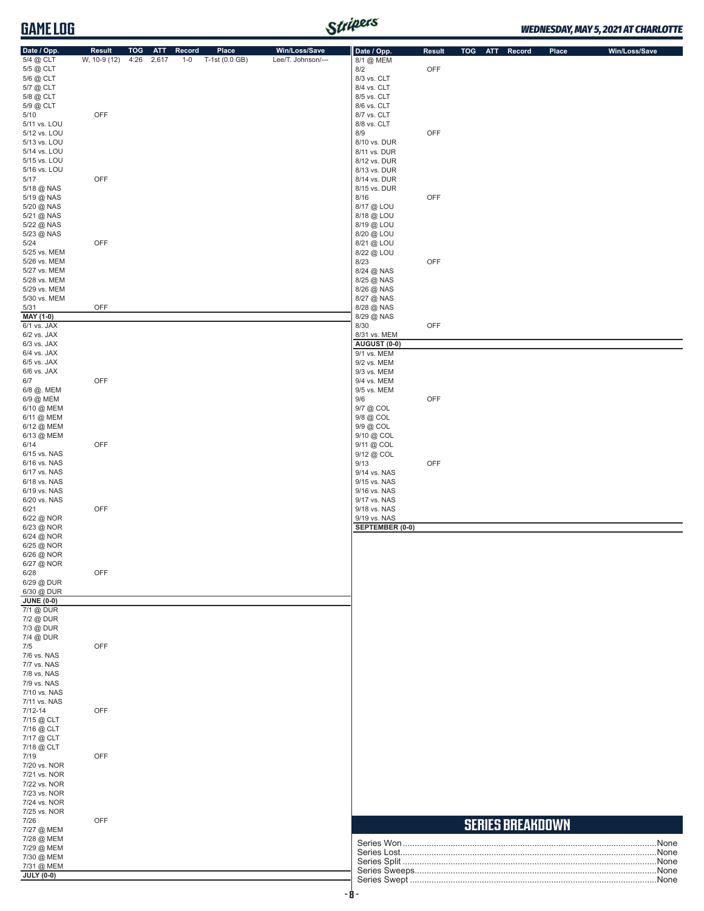## GAME LOG

**WEDNESDAY, MAY 5, 2021 AT CHARLOTTE**

| Date / Opp. | Result | TOG | ATT | Record | Place | Win/Loss/Save |
|---|---|---|---|---|---|---|
| 5/4 @ CLT | W, 10-9 (12) | 4:26 | 2,617 | 1-0 | T-1st (0.0 GB) | Lee/T. Johnson/--- |
| 5/5 @ CLT | | | | | | |
| 5/6 @ CLT | | | | | | |
| 5/7 @ CLT | | | | | | |
| 5/8 @ CLT | | | | | | |
| 5/9 @ CLT | | | | | | |
| 5/10 | OFF | | | | | |
| 5/11 vs. LOU | | | | | | |
| 5/12 vs. LOU | | | | | | |
| 5/13 vs. LOU | | | | | | |
| 5/14 vs. LOU | | | | | | |
| 5/15 vs. LOU | | | | | | |
| 5/16 vs. LOU | | | | | | |
| 5/17 | OFF | | | | | |
| 5/18 @ NAS | | | | | | |
| 5/19 @ NAS | | | | | | |
| 5/20 @ NAS | | | | | | |
| 5/21 @ NAS | | | | | | |
| 5/22 @ NAS | | | | | | |
| 5/23 @ NAS | | | | | | |
| 5/24 | OFF | | | | | |
| 5/25 vs. MEM | | | | | | |
| 5/26 vs. MEM | | | | | | |
| 5/27 vs. MEM | | | | | | |
| 5/28 vs. MEM | | | | | | |
| 5/29 vs. MEM | | | | | | |
| 5/30 vs. MEM | | | | | | |
| 5/31 | OFF | | | | | |
| **MAY (1-0)** | | | | | | |
| 6/1 vs. JAX | | | | | | |
| 6/2 vs. JAX | | | | | | |
| 6/3 vs. JAX | | | | | | |
| 6/4 vs. JAX | | | | | | |
| 6/5 vs. JAX | | | | | | |
| 6/6 vs. JAX | | | | | | |
| 6/7 | OFF | | | | | |
| 6/8 @. MEM | | | | | | |
| 6/9 @ MEM | | | | | | |
| 6/10 @ MEM | | | | | | |
| 6/11 @ MEM | | | | | | |
| 6/12 @ MEM | | | | | | |
| 6/13 @ MEM | | | | | | |
| 6/14 | OFF | | | | | |
| 6/15 vs. NAS | | | | | | |
| 6/16 vs. NAS | | | | | | |
| 6/17 vs. NAS | | | | | | |
| 6/18 vs. NAS | | | | | | |
| 6/19 vs. NAS | | | | | | |
| 6/20 vs. NAS | | | | | | |
| 6/21 | OFF | | | | | |
| 6/22 @ NOR | | | | | | |
| 6/23 @ NOR | | | | | | |
| 6/24 @ NOR | | | | | | |
| 6/25 @ NOR | | | | | | |
| 6/26 @ NOR | | | | | | |
| 6/27 @ NOR | | | | | | |
| 6/28 | OFF | | | | | |
| 6/29 @ DUR | | | | | | |
| 6/30 @ DUR | | | | | | |
| **JUNE (0-0)** | | | | | | |
| 7/1 @ DUR | | | | | | |
| 7/2 @ DUR | | | | | | |
| 7/3 @ DUR | | | | | | |
| 7/4 @ DUR | | | | | | |
| 7/5 | OFF | | | | | |
| 7/6 vs. NAS | | | | | | |
| 7/7 vs. NAS | | | | | | |
| 7/8 vs. NAS | | | | | | |
| 7/9 vs. NAS | | | | | | |
| 7/10 vs. NAS | | | | | | |
| 7/11 vs. NAS | | | | | | |
| 7/12-14 | OFF | | | | | |
| 7/15 @ CLT | | | | | | |
| 7/16 @ CLT | | | | | | |
| 7/17 @ CLT | | | | | | |
| 7/18 @ CLT | | | | | | |
| 7/19 | OFF | | | | | |
| 7/20 vs. NOR | | | | | | |
| 7/21 vs. NOR | | | | | | |
| 7/22 vs. NOR | | | | | | |
| 7/23 vs. NOR | | | | | | |
| 7/24 vs. NOR | | | | | | |
| 7/25 vs. NOR | | | | | | |
| 7/26 | OFF | | | | | |
| 7/27 @ MEM | | | | | | |
| 7/28 @ MEM | | | | | | |
| 7/29 @ MEM | | | | | | |
| 7/30 @ MEM | | | | | | |
| 7/31 @ MEM | | | | | | |
| **JULY (0-0)** | | | | | | |

| Date / Opp. | Result | TOG | ATT | Record | Place | Win/Loss/Save |
|---|---|---|---|---|---|---|
| 8/1 @ MEM | | | | | | |
| 8/2 | OFF | | | | | |
| 8/3 vs. CLT | | | | | | |
| 8/4 vs. CLT | | | | | | |
| 8/5 vs. CLT | | | | | | |
| 8/6 vs. CLT | | | | | | |
| 8/7 vs. CLT | | | | | | |
| 8/8 vs. CLT | | | | | | |
| 8/9 | OFF | | | | | |
| 8/10 vs. DUR | | | | | | |
| 8/11 vs. DUR | | | | | | |
| 8/12 vs. DUR | | | | | | |
| 8/13 vs. DUR | | | | | | |
| 8/14 vs. DUR | | | | | | |
| 8/15 vs. DUR | | | | | | |
| 8/16 | OFF | | | | | |
| 8/17 @ LOU | | | | | | |
| 8/18 @ LOU | | | | | | |
| 8/19 @ LOU | | | | | | |
| 8/20 @ LOU | | | | | | |
| 8/21 @ LOU | | | | | | |
| 8/22 @ LOU | | | | | | |
| 8/23 | OFF | | | | | |
| 8/24 @ NAS | | | | | | |
| 8/25 @ NAS | | | | | | |
| 8/26 @ NAS | | | | | | |
| 8/27 @ NAS | | | | | | |
| 8/28 @ NAS | | | | | | |
| 8/29 @ NAS | | | | | | |
| 8/30 | OFF | | | | | |
| 8/31 vs. MEM | | | | | | |
| **AUGUST (0-0)** | | | | | | |
| 9/1 vs. MEM | | | | | | |
| 9/2 vs. MEM | | | | | | |
| 9/3 vs. MEM | | | | | | |
| 9/4 vs. MEM | | | | | | |
| 9/5 vs. MEM | | | | | | |
| 9/6 | OFF | | | | | |
| 9/7 @ COL | | | | | | |
| 9/8 @ COL | | | | | | |
| 9/9 @ COL | | | | | | |
| 9/10 @ COL | | | | | | |
| 9/11 @ COL | | | | | | |
| 9/12 @ COL | | | | | | |
| 9/13 | OFF | | | | | |
| 9/14 vs. NAS | | | | | | |
| 9/15 vs. NAS | | | | | | |
| 9/16 vs. NAS | | | | | | |
| 9/17 vs. NAS | | | | | | |
| 9/18 vs. NAS | | | | | | |
| 9/19 vs. NAS | | | | | | |
| **SEPTEMBER (0-0)** | | | | | | |

## SERIES BREAKDOWN

Series Won....................None
Series Lost....................None
Series Split....................None
Series Sweeps....................None
Series Swept....................None